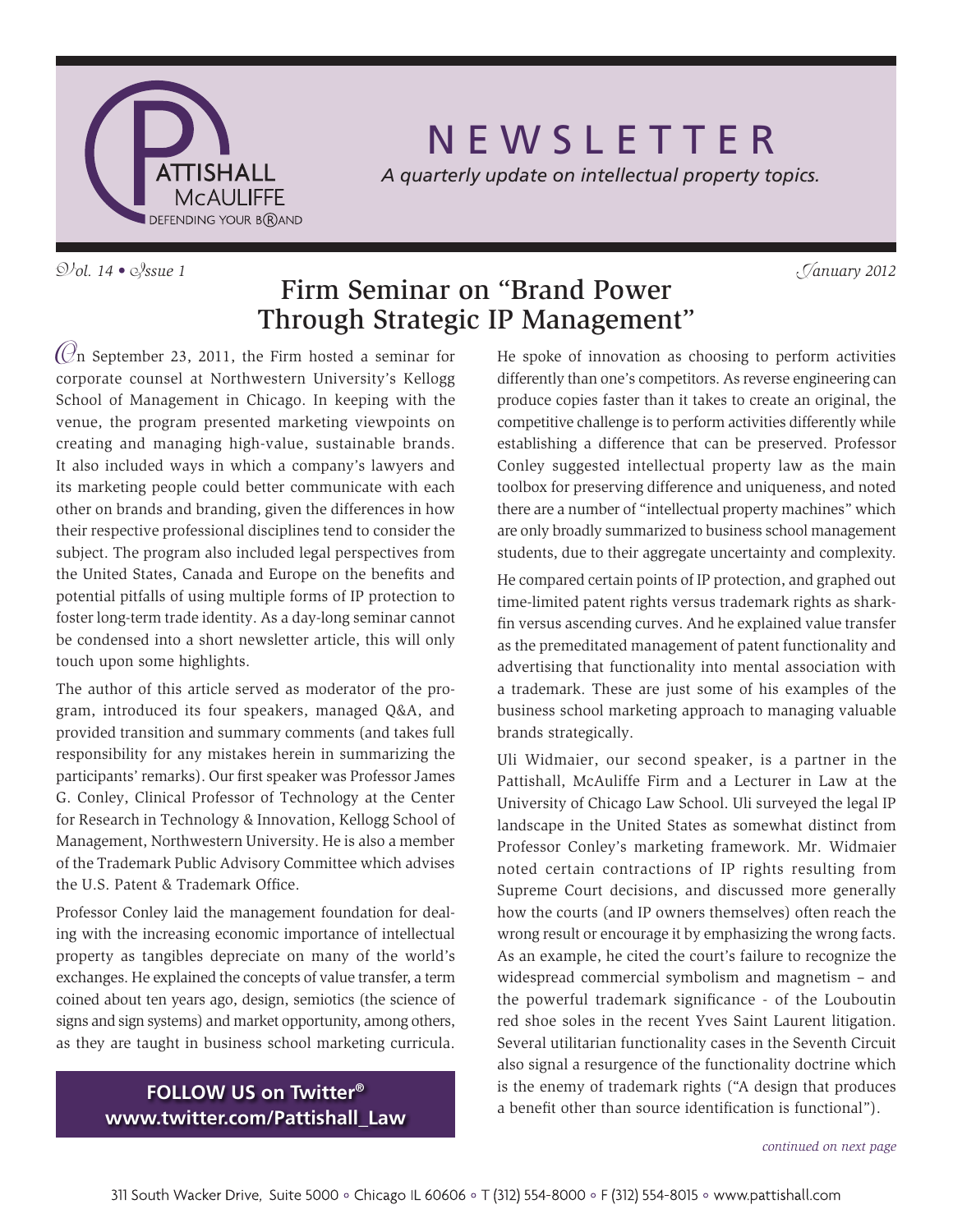# NEWSLETTER

*A quarterly update on intellectual property topics.*

*Vol. 14 • Issue 1* *January 2012*

## Firm Seminar on "Brand Power Through Strategic IP Management"

On September 23, 2011, the Firm hosted a seminar for corporate counsel at Northwestern University's Kellogg School of Management in Chicago. In keeping with the venue, the program presented marketing viewpoints on creating and managing high-value, sustainable brands. It also included ways in which a company's lawyers and its marketing people could better communicate with each other on brands and branding, given the differences in how their respective professional disciplines tend to consider the subject. The program also included legal perspectives from the United States, Canada and Europe on the benefits and potential pitfalls of using multiple forms of IP protection to foster long-term trade identity. As a day-long seminar cannot be condensed into a short newsletter article, this will only touch upon some highlights.

The author of this article served as moderator of the program, introduced its four speakers, managed Q&A, and provided transition and summary comments (and takes full responsibility for any mistakes herein in summarizing the participants' remarks). Our first speaker was Professor James G. Conley, Clinical Professor of Technology at the Center for Research in Technology & Innovation, Kellogg School of Management, Northwestern University. He is also a member of the Trademark Public Advisory Committee which advises the U.S. Patent & Trademark Office.

Professor Conley laid the management foundation for dealing with the increasing economic importance of intellectual property as tangibles depreciate on many of the world's exchanges. He explained the concepts of value transfer, a term coined about ten years ago, design, semiotics (the science of signs and sign systems) and market opportunity, among others, as they are taught in business school marketing curricula.

**FOLLOW US on Twitter®**
**www.twitter.com/Pattishall_Law**

He spoke of innovation as choosing to perform activities differently than one's competitors. As reverse engineering can produce copies faster than it takes to create an original, the competitive challenge is to perform activities differently while establishing a difference that can be preserved. Professor Conley suggested intellectual property law as the main toolbox for preserving difference and uniqueness, and noted there are a number of "intellectual property machines" which are only broadly summarized to business school management students, due to their aggregate uncertainty and complexity.

He compared certain points of IP protection, and graphed out time-limited patent rights versus trademark rights as shark-fin versus ascending curves. And he explained value transfer as the premeditated management of patent functionality and advertising that functionality into mental association with a trademark. These are just some of his examples of the business school marketing approach to managing valuable brands strategically.

Uli Widmaier, our second speaker, is a partner in the Pattishall, McAuliffe Firm and a Lecturer in Law at the University of Chicago Law School. Uli surveyed the legal IP landscape in the United States as somewhat distinct from Professor Conley's marketing framework. Mr. Widmaier noted certain contractions of IP rights resulting from Supreme Court decisions, and discussed more generally how the courts (and IP owners themselves) often reach the wrong result or encourage it by emphasizing the wrong facts. As an example, he cited the court's failure to recognize the widespread commercial symbolism and magnetism – and the powerful trademark significance - of the Louboutin red shoe soles in the recent Yves Saint Laurent litigation. Several utilitarian functionality cases in the Seventh Circuit also signal a resurgence of the functionality doctrine which is the enemy of trademark rights ("A design that produces a benefit other than source identification is functional").

*continued on next page*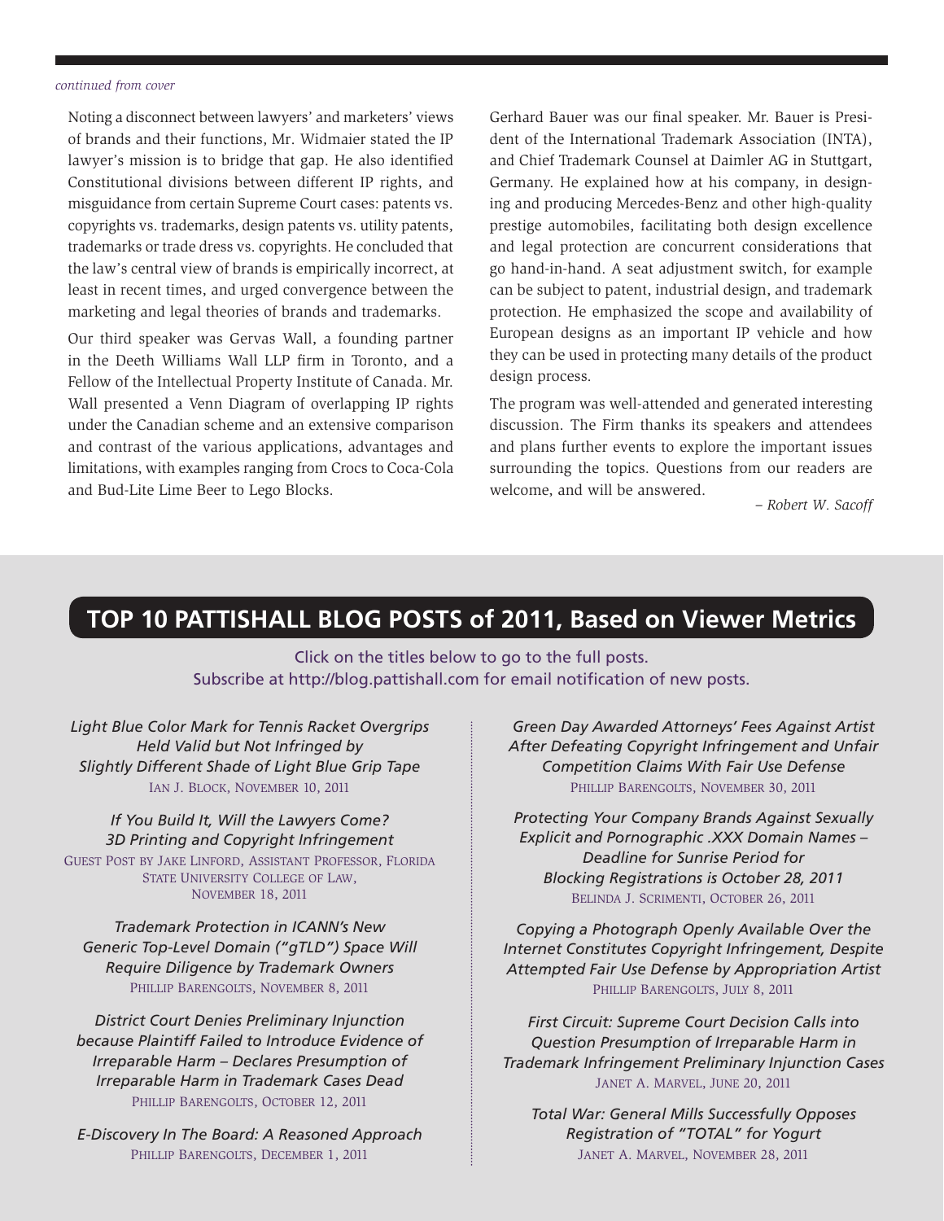*continued from cover*

Noting a disconnect between lawyers' and marketers' views of brands and their functions, Mr. Widmaier stated the IP lawyer's mission is to bridge that gap. He also identified Constitutional divisions between different IP rights, and misguidance from certain Supreme Court cases: patents vs. copyrights vs. trademarks, design patents vs. utility patents, trademarks or trade dress vs. copyrights. He concluded that the law's central view of brands is empirically incorrect, at least in recent times, and urged convergence between the marketing and legal theories of brands and trademarks.

Our third speaker was Gervas Wall, a founding partner in the Deeth Williams Wall LLP firm in Toronto, and a Fellow of the Intellectual Property Institute of Canada. Mr. Wall presented a Venn Diagram of overlapping IP rights under the Canadian scheme and an extensive comparison and contrast of the various applications, advantages and limitations, with examples ranging from Crocs to Coca-Cola and Bud-Lite Lime Beer to Lego Blocks.

Gerhard Bauer was our final speaker. Mr. Bauer is President of the International Trademark Association (INTA), and Chief Trademark Counsel at Daimler AG in Stuttgart, Germany. He explained how at his company, in designing and producing Mercedes-Benz and other high-quality prestige automobiles, facilitating both design excellence and legal protection are concurrent considerations that go hand-in-hand. A seat adjustment switch, for example can be subject to patent, industrial design, and trademark protection. He emphasized the scope and availability of European designs as an important IP vehicle and how they can be used in protecting many details of the product design process.

The program was well-attended and generated interesting discussion. The Firm thanks its speakers and attendees and plans further events to explore the important issues surrounding the topics. Questions from our readers are welcome, and will be answered.

*– Robert W. Sacoff*

## TOP 10 PATTISHALL BLOG POSTS of 2011, Based on Viewer Metrics

Click on the titles below to go to the full posts.
Subscribe at http://blog.pattishall.com for email notification of new posts.

*Light Blue Color Mark for Tennis Racket Overgrips Held Valid but Not Infringed by Slightly Different Shade of Light Blue Grip Tape*
Ian J. Block, November 10, 2011

*If You Build It, Will the Lawyers Come? 3D Printing and Copyright Infringement*
Guest Post by Jake Linford, Assistant Professor, Florida State University College of Law, November 18, 2011

*Trademark Protection in ICANN's New Generic Top-Level Domain ("gTLD") Space Will Require Diligence by Trademark Owners*
Phillip Barengolts, November 8, 2011

*District Court Denies Preliminary Injunction because Plaintiff Failed to Introduce Evidence of Irreparable Harm – Declares Presumption of Irreparable Harm in Trademark Cases Dead*
Phillip Barengolts, October 12, 2011

*E-Discovery In The Board: A Reasoned Approach*
Phillip Barengolts, December 1, 2011

*Green Day Awarded Attorneys' Fees Against Artist After Defeating Copyright Infringement and Unfair Competition Claims With Fair Use Defense*
Phillip Barengolts, November 30, 2011

*Protecting Your Company Brands Against Sexually Explicit and Pornographic .XXX Domain Names – Deadline for Sunrise Period for Blocking Registrations is October 28, 2011*
Belinda J. Scrimenti, October 26, 2011

*Copying a Photograph Openly Available Over the Internet Constitutes Copyright Infringement, Despite Attempted Fair Use Defense by Appropriation Artist*
Phillip Barengolts, July 8, 2011

*First Circuit: Supreme Court Decision Calls into Question Presumption of Irreparable Harm in Trademark Infringement Preliminary Injunction Cases*
Janet A. Marvel, June 20, 2011

*Total War: General Mills Successfully Opposes Registration of "TOTAL" for Yogurt*
Janet A. Marvel, November 28, 2011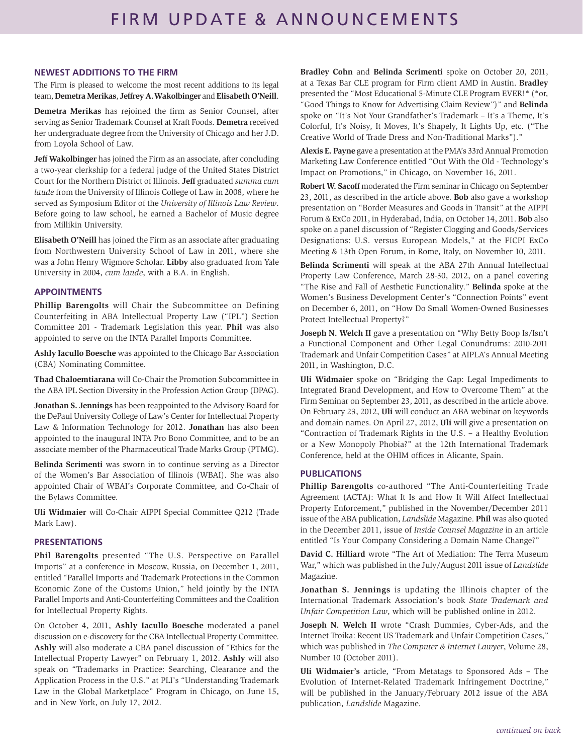# FIRM UPDATE & ANNOUNCEMENTS

## NEWEST ADDITIONS TO THE FIRM

The Firm is pleased to welcome the most recent additions to its legal team, **Demetra Merikas**, **Jeffrey A. Wakolbinger** and **Elisabeth O'Neill**.

**Demetra Merikas** has rejoined the firm as Senior Counsel, after serving as Senior Trademark Counsel at Kraft Foods. **Demetra** received her undergraduate degree from the University of Chicago and her J.D. from Loyola School of Law.

**Jeff Wakolbinger** has joined the Firm as an associate, after concluding a two-year clerkship for a federal judge of the United States District Court for the Northern District of Illinois. **Jeff** graduated *summa cum laude* from the University of Illinois College of Law in 2008, where he served as Symposium Editor of the *University of Illinois Law Review*. Before going to law school, he earned a Bachelor of Music degree from Millikin University.

**Elisabeth O'Neill** has joined the Firm as an associate after graduating from Northwestern University School of Law in 2011, where she was a John Henry Wigmore Scholar. **Libby** also graduated from Yale University in 2004, *cum laude*, with a B.A. in English.

## APPOINTMENTS

**Phillip Barengolts** will Chair the Subcommittee on Defining Counterfeiting in ABA Intellectual Property Law ("IPL") Section Committee 201 - Trademark Legislation this year. **Phil** was also appointed to serve on the INTA Parallel Imports Committee.

**Ashly Iacullo Boesche** was appointed to the Chicago Bar Association (CBA) Nominating Committee.

**Thad Chaloemtiarana** will Co-Chair the Promotion Subcommittee in the ABA IPL Section Diversity in the Profession Action Group (DPAG).

**Jonathan S. Jennings** has been reappointed to the Advisory Board for the DePaul University College of Law's Center for Intellectual Property Law & Information Technology for 2012. **Jonathan** has also been appointed to the inaugural INTA Pro Bono Committee, and to be an associate member of the Pharmaceutical Trade Marks Group (PTMG).

**Belinda Scrimenti** was sworn in to continue serving as a Director of the Women's Bar Association of Illinois (WBAI). She was also appointed Chair of WBAI's Corporate Committee, and Co-Chair of the Bylaws Committee.

**Uli Widmaier** will Co-Chair AIPPI Special Committee Q212 (Trade Mark Law).

## PRESENTATIONS

**Phil Barengolts** presented "The U.S. Perspective on Parallel Imports" at a conference in Moscow, Russia, on December 1, 2011, entitled "Parallel Imports and Trademark Protections in the Common Economic Zone of the Customs Union," held jointly by the INTA Parallel Imports and Anti-Counterfeiting Committees and the Coalition for Intellectual Property Rights.

On October 4, 2011, **Ashly Iacullo Boesche** moderated a panel discussion on e-discovery for the CBA Intellectual Property Committee. **Ashly** will also moderate a CBA panel discussion of "Ethics for the Intellectual Property Lawyer" on February 1, 2012. **Ashly** will also speak on "Trademarks in Practice: Searching, Clearance and the Application Process in the U.S." at PLI's "Understanding Trademark Law in the Global Marketplace" Program in Chicago, on June 15, and in New York, on July 17, 2012.

**Bradley Cohn** and **Belinda Scrimenti** spoke on October 20, 2011, at a Texas Bar CLE program for Firm client AMD in Austin. **Bradley** presented the "Most Educational 5-Minute CLE Program EVER!* (*or, "Good Things to Know for Advertising Claim Review")" and **Belinda** spoke on "It's Not Your Grandfather's Trademark – It's a Theme, It's Colorful, It's Noisy, It Moves, It's Shapely, It Lights Up, etc. ("The Creative World of Trade Dress and Non-Traditional Marks")."

**Alexis E. Payne** gave a presentation at the PMA's 33rd Annual Promotion Marketing Law Conference entitled "Out With the Old - Technology's Impact on Promotions," in Chicago, on November 16, 2011.

**Robert W. Sacoff** moderated the Firm seminar in Chicago on September 23, 2011, as described in the article above. **Bob** also gave a workshop presentation on "Border Measures and Goods in Transit" at the AIPPI Forum & ExCo 2011, in Hyderabad, India, on October 14, 2011. **Bob** also spoke on a panel discussion of "Register Clogging and Goods/Services Designations: U.S. versus European Models," at the FICPI ExCo Meeting & 13th Open Forum, in Rome, Italy, on November 10, 2011.

**Belinda Scrimenti** will speak at the ABA 27th Annual Intellectual Property Law Conference, March 28-30, 2012, on a panel covering "The Rise and Fall of Aesthetic Functionality." **Belinda** spoke at the Women's Business Development Center's "Connection Points" event on December 6, 2011, on "How Do Small Women-Owned Businesses Protect Intellectual Property?"

**Joseph N. Welch II** gave a presentation on "Why Betty Boop Is/Isn't a Functional Component and Other Legal Conundrums: 2010-2011 Trademark and Unfair Competition Cases" at AIPLA's Annual Meeting 2011, in Washington, D.C.

**Uli Widmaier** spoke on "Bridging the Gap: Legal Impediments to Integrated Brand Development, and How to Overcome Them" at the Firm Seminar on September 23, 2011, as described in the article above. On February 23, 2012, **Uli** will conduct an ABA webinar on keywords and domain names. On April 27, 2012, **Uli** will give a presentation on "Contraction of Trademark Rights in the U.S. – a Healthy Evolution or a New Monopoly Phobia?" at the 12th International Trademark Conference, held at the OHIM offices in Alicante, Spain.

## PUBLICATIONS

**Phillip Barengolts** co-authored "The Anti-Counterfeiting Trade Agreement (ACTA): What It Is and How It Will Affect Intellectual Property Enforcement," published in the November/December 2011 issue of the ABA publication, *Landslide* Magazine. **Phil** was also quoted in the December 2011, issue of *Inside Counsel Magazine* in an article entitled "Is Your Company Considering a Domain Name Change?"

**David C. Hilliard** wrote "The Art of Mediation: The Terra Museum War," which was published in the July/August 2011 issue of *Landslide* Magazine.

**Jonathan S. Jennings** is updating the Illinois chapter of the International Trademark Association's book *State Trademark and Unfair Competition Law*, which will be published online in 2012.

**Joseph N. Welch II** wrote "Crash Dummies, Cyber-Ads, and the Internet Troika: Recent US Trademark and Unfair Competition Cases," which was published in *The Computer & Internet Lawyer*, Volume 28, Number 10 (October 2011).

**Uli Widmaier's** article, "From Metatags to Sponsored Ads – The Evolution of Internet-Related Trademark Infringement Doctrine," will be published in the January/February 2012 issue of the ABA publication, *Landslide* Magazine.

*continued on back*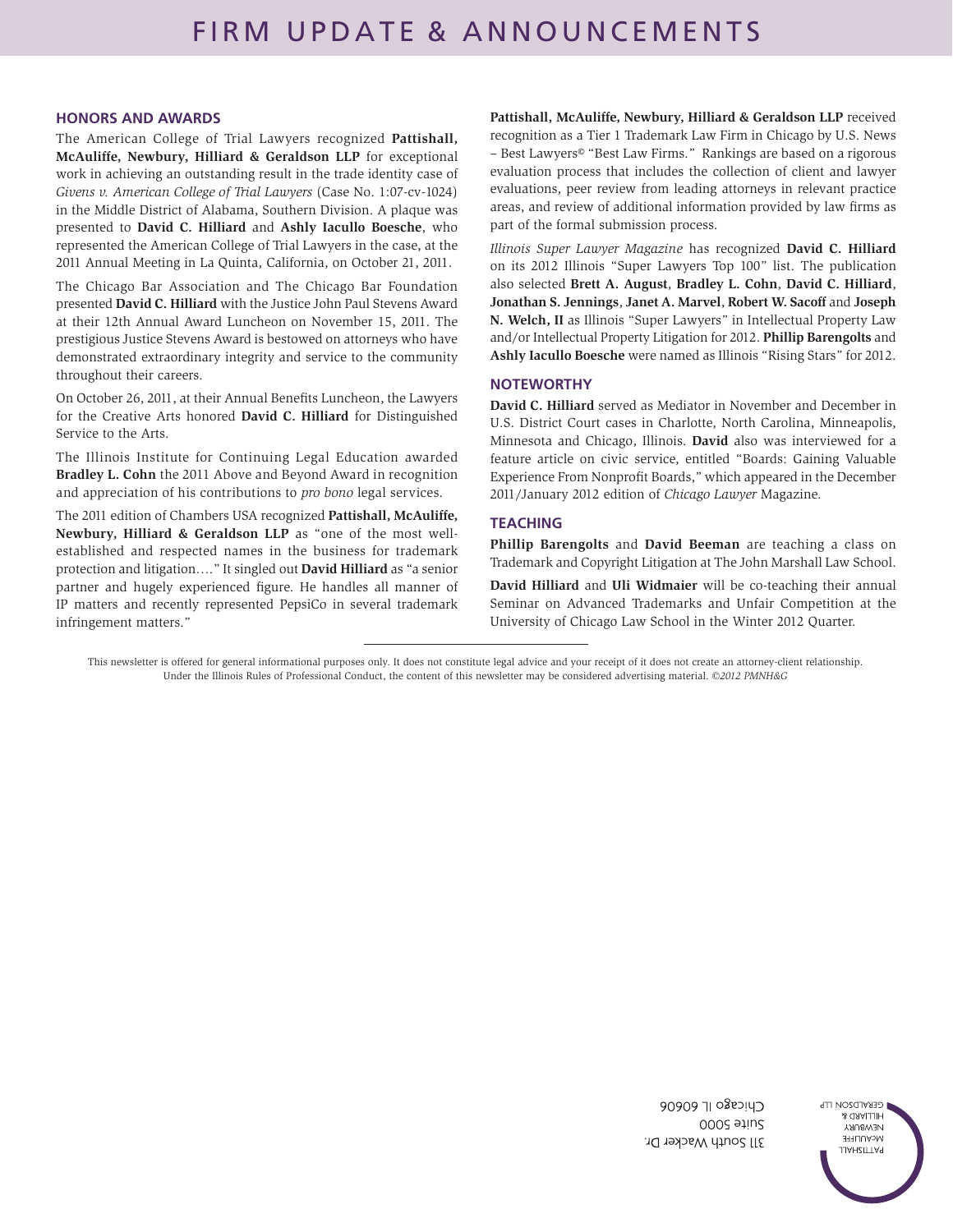# FIRM UPDATE & ANNOUNCEMENTS

## HONORS AND AWARDS

The American College of Trial Lawyers recognized **Pattishall, McAuliffe, Newbury, Hilliard & Geraldson LLP** for exceptional work in achieving an outstanding result in the trade identity case of *Givens v. American College of Trial Lawyers* (Case No. 1:07-cv-1024) in the Middle District of Alabama, Southern Division. A plaque was presented to **David C. Hilliard** and **Ashly Iacullo Boesche**, who represented the American College of Trial Lawyers in the case, at the 2011 Annual Meeting in La Quinta, California, on October 21, 2011.

The Chicago Bar Association and The Chicago Bar Foundation presented **David C. Hilliard** with the Justice John Paul Stevens Award at their 12th Annual Award Luncheon on November 15, 2011. The prestigious Justice Stevens Award is bestowed on attorneys who have demonstrated extraordinary integrity and service to the community throughout their careers.

On October 26, 2011, at their Annual Benefits Luncheon, the Lawyers for the Creative Arts honored **David C. Hilliard** for Distinguished Service to the Arts.

The Illinois Institute for Continuing Legal Education awarded **Bradley L. Cohn** the 2011 Above and Beyond Award in recognition and appreciation of his contributions to *pro bono* legal services.

The 2011 edition of Chambers USA recognized **Pattishall, McAuliffe, Newbury, Hilliard & Geraldson LLP** as "one of the most well-established and respected names in the business for trademark protection and litigation…." It singled out **David Hilliard** as "a senior partner and hugely experienced figure. He handles all manner of IP matters and recently represented PepsiCo in several trademark infringement matters."

**Pattishall, McAuliffe, Newbury, Hilliard & Geraldson LLP** received recognition as a Tier 1 Trademark Law Firm in Chicago by U.S. News – Best Lawyers© "Best Law Firms." Rankings are based on a rigorous evaluation process that includes the collection of client and lawyer evaluations, peer review from leading attorneys in relevant practice areas, and review of additional information provided by law firms as part of the formal submission process.

*Illinois Super Lawyer Magazine* has recognized **David C. Hilliard** on its 2012 Illinois "Super Lawyers Top 100" list. The publication also selected **Brett A. August**, **Bradley L. Cohn**, **David C. Hilliard**, **Jonathan S. Jennings**, **Janet A. Marvel**, **Robert W. Sacoff** and **Joseph N. Welch, II** as Illinois "Super Lawyers" in Intellectual Property Law and/or Intellectual Property Litigation for 2012. **Phillip Barengolts** and **Ashly Iacullo Boesche** were named as Illinois "Rising Stars" for 2012.

## NOTEWORTHY

**David C. Hilliard** served as Mediator in November and December in U.S. District Court cases in Charlotte, North Carolina, Minneapolis, Minnesota and Chicago, Illinois. **David** also was interviewed for a feature article on civic service, entitled "Boards: Gaining Valuable Experience From Nonprofit Boards," which appeared in the December 2011/January 2012 edition of *Chicago Lawyer* Magazine.

## TEACHING

**Phillip Barengolts** and **David Beeman** are teaching a class on Trademark and Copyright Litigation at The John Marshall Law School.

**David Hilliard** and **Uli Widmaier** will be co-teaching their annual Seminar on Advanced Trademarks and Unfair Competition at the University of Chicago Law School in the Winter 2012 Quarter.

---

This newsletter is offered for general informational purposes only. It does not constitute legal advice and your receipt of it does not create an attorney-client relationship. Under the Illinois Rules of Professional Conduct, the content of this newsletter may be considered advertising material. *©2012 PMNH&G*

PATTISHALL
McAULIFFE
NEWBURY
HILLIARD &
GERALDSON LLP

311 South Wacker Dr.
Suite 5000
Chicago IL 60606